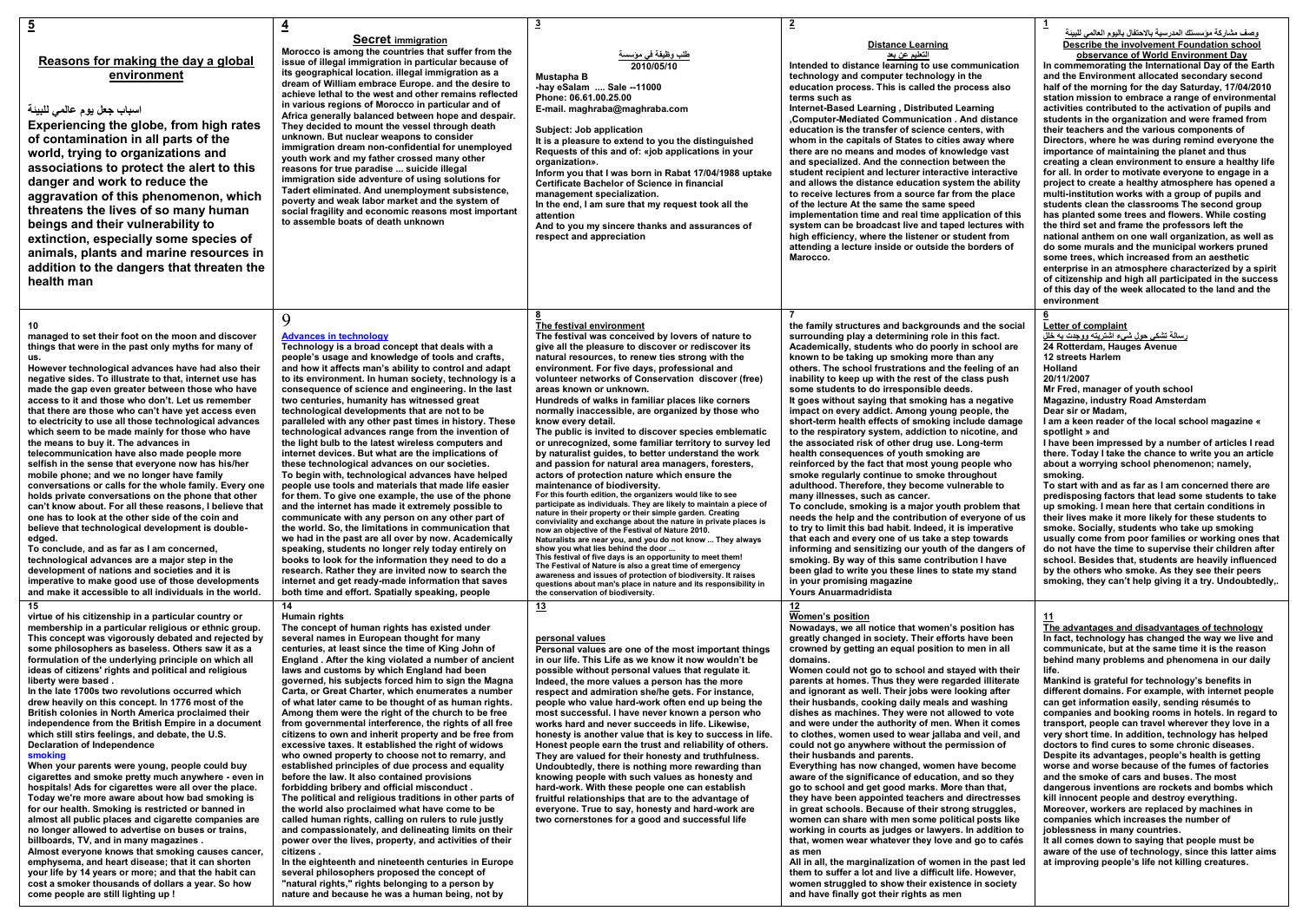## 1

وصف مشاركة مؤسستك المدرسية بالاحتفال باليوم العالمي للبيئة

**Describe the involvement Foundation school observance of World Environment Day**

In commemorating the International Day of the Earth and the Environment allocated secondary second half of the morning for the day Saturday, 17/04/2010 station mission to embrace a range of environmental activities contributed to the activation of pupils and students in the organization and were framed from their teachers and the various components of Directors, where he was during remind everyone the importance of maintaining the planet and thus creating a clean environment to ensure a healthy life for all. In order to motivate everyone to engage in a project to create a healthy atmosphere has opened a multi-institution works with a group of pupils and students clean the classrooms The second group has planted some trees and flowers. While costing the third set and frame the professors left the national anthem on one wall organization, as well as do some murals and the municipal workers pruned some trees, which increased from an aesthetic enterprise in an atmosphere characterized by a spirit of citizenship and high all participated in the success of this day of the week allocated to the land and the environment

## 2

### Distance Learning

التعليم عن بعد

Intended to distance learning to use communication technology and computer technology in the education process. This is called the process also terms such as Internet-Based Learning , Distributed Learning ,Computer-Mediated Communication . And distance education is the transfer of science centers, with whom in the capitals of States to cities away where there are no means and modes of knowledge vast and specialized. And the connection between the student recipient and lecturer interactive interactive and allows the distance education system the ability to receive lectures from a source far from the place of the lecture At the same the same speed implementation time and real time application of this system can be broadcast live and taped lectures with high efficiency, where the listener or student from attending a lecture inside or outside the borders of Marocco.

## 3

طلب وظيفة في موسسة

2010/05/10

Mustapha B
-hay eSalam .... Sale --11000
Phone: 06.61.00.25.00
E-mail. maghraba@maghraba.com

Subject: Job application

It is a pleasure to extend to you the distinguished Requests of this and of: «job applications in your organization».

Inform you that I was born in Rabat 17/04/1988 uptake Certificate Bachelor of Science in financial management specialization.

In the end, I am sure that my request took all the attention

And to you my sincere thanks and assurances of respect and appreciation

## 4

### Secret immigration

Morocco is among the countries that suffer from the issue of illegal immigration in particular because of its geographical location. illegal immigration as a dream of William embrace Europe. and the desire to achieve lethal to the west and other remains reflected in various regions of Morocco in particular and of Africa generally balanced between hope and despair. They decided to mount the vessel through death unknown. But nuclear weapons to consider immigration dream non-confidential for unemployed youth work and my father crossed many other reasons for true paradise ... suicide illegal immigration side adventure of using solutions for Tadert eliminated. And unemployment subsistence, poverty and weak labor market and the system of social fragility and economic reasons most important to assemble boats of death unknown

## 5

### Reasons for making the day a global environment

اسباب جعل يوم عالمي للبيئة

Experiencing the globe, from high rates of contamination in all parts of the world, trying to organizations and associations to protect the alert to this danger and work to reduce the aggravation of this phenomenon, which threatens the lives of so many human beings and their vulnerability to extinction, especially some species of animals, plants and marine resources in addition to the dangers that threaten the health man

## 6

### Letter of complaint

رسالة تشكي حول شيء اشتريته ووجدت به خلل

24 Rotterdam, Hauges Avenue
12 streets Harlem
Holland
20/11/2007

Mr Fred, manager of youth school
Magazine, industry Road Amsterdam

Dear sir or Madam,

I am a keen reader of the local school magazine « spotlight » and

I have been impressed by a number of articles I read there. Today I take the chance to write you an article about a worrying school phenomenon; namely, smoking.

To start with and as far as I am concerned there are predisposing factors that lead some students to take up smoking. I mean here that certain conditions in their lives make it more likely for these students to smoke. Socially, students who take up smoking usually come from poor families or working ones that do not have the time to supervise their children after school. Besides that, students are heavily influenced by the others who smoke. As they see their peers smoking, they can't help giving it a try. Undoubtedly,.

## 7

the family structures and backgrounds and the social surrounding play a determining role in this fact. Academically, students who do poorly in school are known to be taking up smoking more than any others. The school frustrations and the feeling of an inability to keep up with the rest of the class push some students to do irresponsible deeds.

It goes without saying that smoking has a negative impact on every addict. Among young people, the short-term health effects of smoking include damage to the respiratory system, addiction to nicotine, and the associated risk of other drug use. Long-term health consequences of youth smoking are reinforced by the fact that most young people who smoke regularly continue to smoke throughout adulthood. Therefore, they become vulnerable to many illnesses, such as cancer.

To conclude, smoking is a major youth problem that needs the help and the contribution of everyone of us to try to limit this bad habit. Indeed, it is imperative that each and every one of us take a step towards informing and sensitizing our youth of the dangers of smoking. By way of this same contribution I have been glad to write you these lines to state my stand in your promising magazine

Yours Anuarmadridista

## 8

### The festival environment

The festival was conceived by lovers of nature to give all the pleasure to discover or rediscover its natural resources, to renew ties strong with the environment. For five days, professional and volunteer networks of Conservation discover (free) areas known or unknown.

Hundreds of walks in familiar places like corners normally inaccessible, are organized by those who know every detail.

The public is invited to discover species emblematic or unrecognized, some familiar territory to survey led by naturalist guides, to better understand the work and passion for natural area managers, foresters, actors of protection nature which ensure the maintenance of biodiversity.

For this fourth edition, the organizers would like to see participate as individuals. They are likely to maintain a piece of nature in their property or their simple garden. Creating conviviality and exchange about the nature in private places is now an objective of the Festival of Nature 2010.

Naturalists are near you, and you do not know ... They always show you what lies behind the door ...

This festival of five days is an opportunity to meet them!

The Festival of Nature is also a great time of emergency awareness and issues of protection of biodiversity. It raises questions about man's place in nature and its responsibility in the conservation of biodiversity.

## 9

### Advances in technology

Technology is a broad concept that deals with a people's usage and knowledge of tools and crafts, and how it affects man's ability to control and adapt to its environment. In human society, technology is a consequence of science and engineering. In the last two centuries, humanity has witnessed great technological developments that are not to be paralleled with any other past times in history. These technological advances range from the invention of the light bulb to the latest wireless computers and internet devices. But what are the implications of these technological advances on our societies.

To begin with, technological advances have helped people use tools and materials that made life easier for them. To give one example, the use of the phone and the internet has made it extremely possible to communicate with any person on any other part of the world. So, the limitations in communication that we had in the past are all over by now. Academically speaking, students no longer rely today entirely on books to look for the information they need to do a research. Rather they are invited now to search the internet and get ready-made information that saves both time and effort. Spatially speaking, people

## 10

managed to set their foot on the moon and discover things that were in the past only myths for many of us.

However technological advances have had also their negative sides. To illustrate to that, internet use has made the gap even greater between those who have access to it and those who don't. Let us remember that there are those who can't have yet access even to electricity to use all those technological advances which seem to be made mainly for those who have the means to buy it. The advances in telecommunication have also made people more selfish in the sense that everyone now has his/her mobile phone; and we no longer have family conversations or calls for the whole family. Every one holds private conversations on the phone that other can't know about. For all these reasons, I believe that one has to look at the other side of the coin and believe that technological development is double-edged.

To conclude, and as far as I am concerned, technological advances are a major step in the development of nations and societies and it is imperative to make good use of those developments and make it accessible to all individuals in the world.

## 11

### The advantages and disadvantages of technology

In fact, technology has changed the way we live and communicate, but at the same time it is the reason behind many problems and phenomena in our daily life.

Mankind is grateful for technology's benefits in different domains. For example, with internet people can get information easily, sending résumés to companies and booking rooms in hotels. In regard to transport, people can travel wherever they love in a very short time. In addition, technology has helped doctors to find cures to some chronic diseases. Despite its advantages, people's health is getting worse and worse because of the fumes of factories and the smoke of cars and buses. The most dangerous inventions are rockets and bombs which kill innocent people and destroy everything. Moreover, workers are replaced by machines in companies which increases the number of joblessness in many countries.

It all comes down to saying that people must be aware of the use of technology, since this latter aims at improving people's life not killing creatures.

## 12

### Women's position

Nowadays, we all notice that women's position has greatly changed in society. Their efforts have been crowned by getting an equal position to men in all domains.

Women could not go to school and stayed with their parents at homes. Thus they were regarded illiterate and ignorant as well. Their jobs were looking after their husbands, cooking daily meals and washing dishes as machines. They were not allowed to vote and were under the authority of men. When it comes to clothes, women used to wear jallaba and veil, and could not go anywhere without the permission of their husbands and parents.

Everything has now changed, women have become aware of the significance of education, and so they go to school and get good marks. More than that, they have been appointed teachers and directresses in great schools. Because of their strong struggles, women can share with men some political posts like working in courts as judges or lawyers. In addition to that, women wear whatever they love and go to cafés as men

All in all, the marginalization of women in the past led them to suffer a lot and live a difficult life. However, women struggled to show their existence in society and have finally got their rights as men

## 13

### personal values

Personal values are one of the most important things in our life. This Life as we know it now wouldn't be possible without personal values that regulate it. Indeed, the more values a person has the more respect and admiration she/he gets. For instance, people who value hard-work often end up being the most successful. I have never known a person who works hard and never succeeds in life. Likewise, honesty is another value that is key to success in life. Honest people earn the trust and reliability of others. They are valued for their honesty and truthfulness. Undoubtedly, there is nothing more rewarding than knowing people with such values as honesty and hard-work. With these people one can establish fruitful relationships that are to the advantage of everyone. True to say, honesty and hard-work are two cornerstones for a good and successful life

## 14

### Human rights

The concept of human rights has existed under several names in European thought for many centuries, at least since the time of King John of England . After the king violated a number of ancient laws and customs by which England had been governed, his subjects forced him to sign the Magna Carta, or Great Charter, which enumerates a number of what later came to be thought of as human rights. Among them were the right of the church to be free from governmental interference, the rights of all free citizens to own and inherit property and be free from excessive taxes. It established the right of widows who owned property to choose not to remarry, and established principles of due process and equality before the law. It also contained provisions forbidding bribery and official misconduct .

The political and religious traditions in other parts of the world also proclaimed what have come to be called human rights, calling on rulers to rule justly and compassionately, and delineating limits on their power over the lives, property, and activities of their citizens .

In the eighteenth and nineteenth centuries in Europe several philosophers proposed the concept of "natural rights," rights belonging to a person by nature and because he was a human being, not by

## 15

virtue of his citizenship in a particular country or membership in a particular religious or ethnic group. This concept was vigorously debated and rejected by some philosophers as baseless. Others saw it as a formulation of the underlying principle on which all ideas of citizens' rights and political and religious liberty were based .

In the late 1700s two revolutions occurred which drew heavily on this concept. In 1776 most of the British colonies in North America proclaimed their independence from the British Empire in a document which still stirs feelings, and debate, the U.S. Declaration of Independence

### smoking

When your parents were young, people could buy cigarettes and smoke pretty much anywhere - even in hospitals! Ads for cigarettes were all over the place. Today we're more aware about how bad smoking is for our health. Smoking is restricted or banned in almost all public places and cigarette companies are no longer allowed to advertise on buses or trains, billboards, TV, and in many magazines .

Almost everyone knows that smoking causes cancer, emphysema, and heart disease; that it can shorten your life by 14 years or more; and that the habit can cost a smoker thousands of dollars a year. So how come people are still lighting up !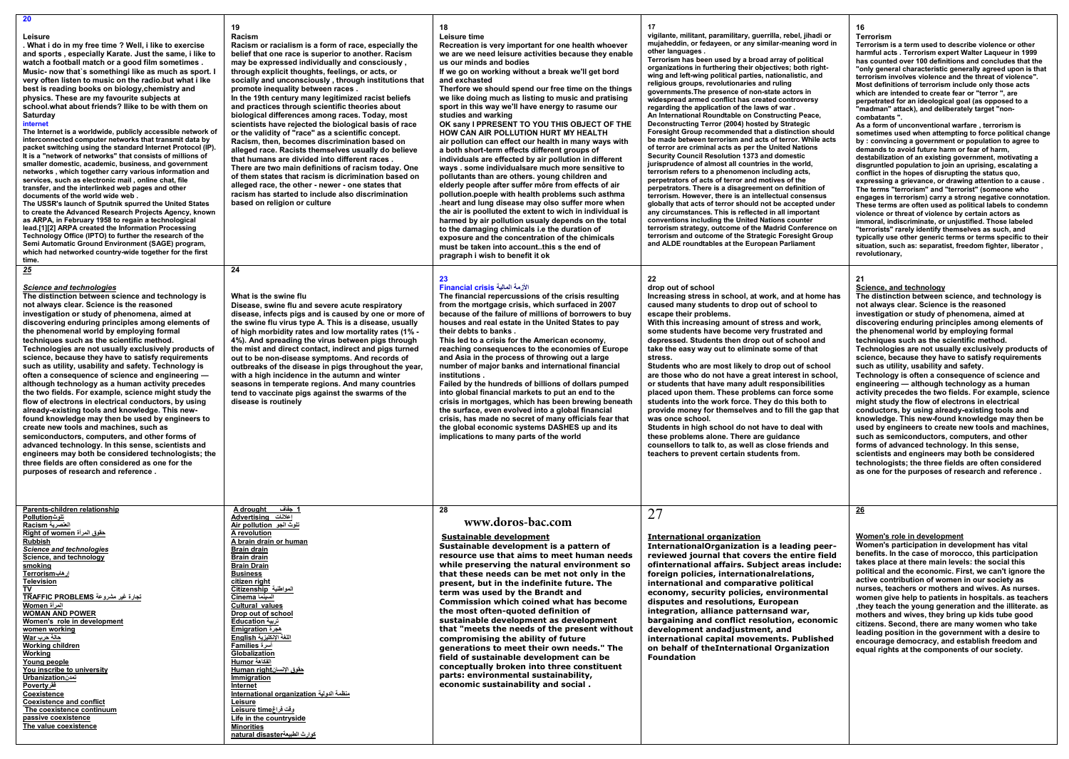## 20

### Leisure

. What i do in my free time ? Well, i like to exercise and sports , especially Karate. Just the same, i like to watch a football match or a good film sometimes . Music- now that`s somethingi like as much as sport. I very often listen to music on the radio.but what i lke best is reading books on biology,chemistry and physics. These are my favourite subjects at school.what about friends? llike to be with them on Saturday

**internet**

The Internet is a worldwide, publicly accessible network of interconnected computer networks that transmit data by packet switching using the standard Internet Protocol (IP). It is a "network of networks" that consists of millions of smaller domestic, academic, business, and government networks , which together carry various information and services, such as electronic mail , online chat, file transfer, and the interlinked web pages and other documents of the world wide web .

The USSR's launch of Sputnik spurred the United States to create the Advanced Research Projects Agency, known as ARPA, in February 1958 to regain a technological lead.[1][2] ARPA created the Information Processing Technology Office (IPTO) to further the research of the Semi Automatic Ground Environment (SAGE) program, which had networked country-wide together for the first time.

## 19

### Racism

Racism or racialism is a form of race, especially the belief that one race is superior to another. Racism may be expressed individually and consciosly , through explicit thoughts, feelings, or acts, or socially and unconsciously , through institutions that promote inequality between races .

In the 19th century many legitimized racist beliefs and practices through scientific theories about biological differences among races. Today, most scientists have rejected the biological basis of race or the validity of "race" as a scientific concept. Racism, then, becomes discrimination based on alleged race. Racists themselves usually do believe that humans are divided into different races .

There are two main definitions of racism today. One of them states that racism is dicrimination based on alleged race, the other - newer - one states that racism has started to include also discrimination based on religion or culture

## 18

### Leisure time

Recreation is very important for one health whoever we are we need leisure activities because they enable us our minds and bodies

If we go on working without a break we'll get bord and exchasted

Therfore we should spend our free time on the things we like doing much as listing to music and pratising sport in this way we'll have energy to rasume our studies and warking

OK sany I PPRESENT TO YOU THIS OBJECT OF THE HOW CAN AIR POLLUTION HURT MY HEALTH

air pollution can effect our health in many ways with a both short-term effects different groups of individuals are effected by air pollution in different ways . some individualsare much more sensitive to pollutants than are others. young children and elderly people after suffer môre from effects of air pollution.poeple with health problems such asthma .heart and lung disease may olso suffer more when the air is poolluted the extent to wich in individual is harmed by air pollution usualy depends on the total to the damaging chimicals i.e the duration of exposure and the concentration of the chimicals must be taken into account..this s the end of pragraph i wish to benefit it ok

## 17

vigilante, militant, paramilitary, guerrilla, rebel, jihadi or mujaheddin, or fedayeen, or any similar-meaning word in other languages .

Terrorism has been used by a broad array of political organizations in furthering their objectives; both right-wing and left-wing political parties, nationalistic, and religious groups, revolutionaries and ruling governments.The presence of non-state actors in widespread armed conflict has created controversy regarding the application of the laws of war .

An International Roundtable on Constructing Peace, Deconstructing Terror (2004) hosted by Strategic Foresight Group recommended that a distinction should be made between terrorism and acts of terror. While acts of terror are criminal acts as per the United Nations Security Council Resolution 1373 and domestic jurisprudence of almost all countries in the world, terrorism refers to a phenomenon including acts, perpetrators of acts of terror and motives of the perpetrators. There is a disagreement on definition of terrorism. However, there is an intellectual consensus globally that acts of terror should not be accepted under any circumstances. This is reflected in all important conventions including the United Nations counter terrorism strategy, outcome of the Madrid Conference on terrorism and outcome of the Strategic Foresight Group and ALDE roundtables at the European Parliament

## 16

### Terrorism

Terrorism is a term used to describe violence or other harmful acts . Terrorism expert Walter Laqueur in 1999 has counted over 100 definitions and concludes that the "only general characteristic generally agreed upon is that terrorism involves violence and the threat of violence". Most definitions of terrorism include only those acts which are intended to create fear or "terror ", are perpetrated for an ideological goal (as opposed to a "madman" attack), and deliberately target "non-combatants ".

As a form of unconventional warfare , terrorism is sometimes used when attempting to force political change by : convincing a government or population to agree to demands to avoid future harm or fear of harm, destabilization of an existing government, motivating a disgruntled population to join an uprising, escalating a conflict in the hopes of disrupting the status quo, expressing a grievance, or drawing attention to a cause . The terms "terrorism" and "terrorist" (someone who engages in terrorism) carry a strong negative connotation. These terms are often used as political labels to condemn violence or threat of violence by certain actors as immoral, indiscriminate, or unjustified. Those labeled "terrorists" rarely identify themselves as such, and typically use other generic terms or terms specific to their situation, such as: separatist, freedom fighter, liberator , revolutionary,

## 25

### *Science and technologies*

The distinction between science and technology is not always clear. Science is the reasoned investigation or study of phenomena, aimed at discovering enduring principles among elements of the phenomenal world by employing formal techniques such as the scientific method. Technologies are not usually exclusively products of science, because they have to satisfy requirements such as utility, usability and safety. Technology is often a consequence of science and engineering — although technology as a human activity precedes the two fields. For example, science might study the flow of electrons in electrical conductors, by using already-existing tools and knowledge. This new-found knowledge may then be used by engineers to create new tools and machines, such as semiconductors, computers, and other forms of advanced technology. In this sense, scientists and engineers may both be considered technologists; the three fields are often considered as one for the purposes of research and reference .

## 24

### What is the swine flu

Disease, swine flu and severe acute respiratory disease, infects pigs and is caused by one or more of the swine flu virus type A. This is a disease, usually of high morbidity rates and low mortality rates (1% - 4%). And spreading the virus between pigs through the mist and direct contact, indirect and pigs turned out to be non-disease symptoms. And records of outbreaks of the disease in pigs throughout the year, with a high incidence in the autumn and winter seasons in temperate regions. And many countries tend to vaccinate pigs against the swarms of the disease is routinely

## 23

### Financial crisis الأزمة المالية

The financial repercussions of the crisis resulting from the mortgage crisis, which surfaced in 2007 because of the failure of millions of borrowers to buy houses and real estate in the United States to pay their debts to banks .

This led to a crisis for the American economy, reaching consequences to the economies of Europe and Asia in the process of throwing out a large number of major banks and international financial institutions .

Failed by the hundreds of billions of dollars pumped into global financial markets to put an end to the crisis in mortgages, which has been brewing beneath the surface, even evolved into a global financial crisis, has made no secret of many officials fear that the global economic systems DASHES up and its implications to many parts of the world

## 22

### drop out of school

Increasing stress in school, at work, and at home has caused many students to drop out of school to escape their problems.

With this increasing amount of stress and work, some students have become very frustrated and depressed. Students then drop out of school and take the easy way out to eliminate some of that stress.

Students who are most likely to drop out of school are those who do not have a great interest in school, or students that have many adult responsibilities placed upon them. These problems can force some students into the work force. They do this both to provide money for themselves and to fill the gap that was once school.

Students in high school do not have to deal with these problems alone. There are guidance counsellors to talk to, as well as close friends and teachers to prevent certain students from.

## 21

### Science, and technology

The distinction between science and technology is not always clear. Science is the reasoned investigation or study of phenomena, aimed at discovering enduring principles among elements of the phenomenal world by employing formal techniques such as the scientific method.

Technologies are not usually exclusively products of science, because they have to satisfy requirements such as utility, usability and safety.

Technology is often a consequence of science and engineering — although technology as a human activity precedes the two fields. For example, science might study the flow of electrons in electrical conductors, by using already-existing tools and knowledge. This new-found knowledge may then be used by engineers to create new tools and machines, such as semiconductors, computers, and other forms of advanced technology. In this sense, scientists and engineers may both be considered technologists; the three fields are often considered as one for the purposes of research and reference .

---

- Parents-children relationship
- Pollutionتلوث
- Racism العنصرية
- Right of women حقوق المرأة
- Rubbish
- *Science and technologies*
- Science, and technology
- smoking
- Terrorismإرهاب
- Television
- TV
- TRAFFIC PROBLEMS تجارة غير مشروعة
- Women المرأة
- WOMAN AND POWER
- Women's role in development
- women working
- War حالة حرب
- Working children
- Working
- Young people
- You inscribe to university
- Urbanizationتمدن
- Povertyفقر
- Coexistence
- Coexistence and conflict
- The coexistence continuum
- passive coexistence
- The value coexistence

---

- A drought جفاف 1
- Advertising إعلانات
- Air pollution تلوث الجو
- A revolution
- A brain drain or human
- Brain drain
- Brain drain
- Brain Drain
- Business
- citizen right
- Citizenship المواطنة
- Cinema السينما
- Cultural values
- Drop out of school
- Education تربية
- Emigration هجرة
- English اللغة الانجليزية
- Families أسرة
- Globalization
- Humor الفكاهة
- Human rightحقوق الإنسان
- Immigration
- Internet
- International organization منظمة الدولية
- Leisure
- Leisure timeوقت فراغ
- Life in the countryside
- Minorities
- natural disasterكوارث الطبيعة

---

## 28

www.doros-bac.com

### Sustainable development

Sustainable development is a pattern of resource use that aims to meet human needs while preserving the natural environment so that these needs can be met not only in the present, but in the indefinite future. The term was used by the Brandt and Commission which coined what has become the most often-quoted definition of sustainable development as development that "meets the needs of the present without compromising the ability of future generations to meet their own needs." The field of sustainable development can be conceptually broken into three constituent parts: environmental sustainability, economic sustainability and social .

## 27

### International organization

InternationalOrganization is a leading peer-reviewed journal that covers the entire field ofinternational affairs. Subject areas include: foreign policies, internationalrelations, international and comparative political economy, security policies, environmental disputes and resolutions, European integration, alliance patternsand war, bargaining and conflict resolution, economic development andadjustment, and international capital movements. Published on behalf of theInternational Organization Foundation

## 26

### Women's role in development

Women's participation in development has vital benefits. In the case of morocco, this participation takes place at there main levels: the social this political and the economic. First, we can't ignore the active contribution of women in our society as nurses, teachers or mothers and wives. As nurses. women give help to patients in hospitals. as teachers ,they teach the young generation and the illiterate. as mothers and wives, they bring up kids tube good citizens. Second, there are many women who take leading position in the government with a desire to encourage democracy, and establish freedom and equal rights at the components of our society.